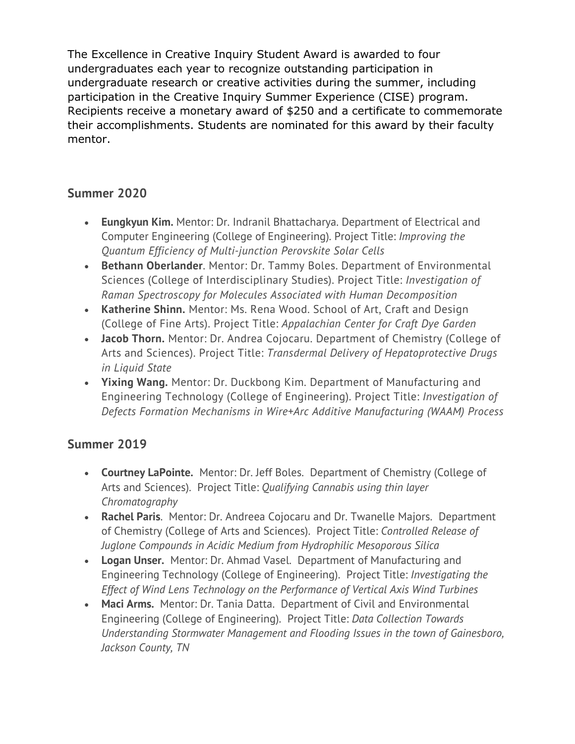The Excellence in Creative Inquiry Student Award is awarded to four undergraduates each year to recognize outstanding participation in undergraduate research or creative activities during the summer, including participation in the Creative Inquiry Summer Experience (CISE) program. Recipients receive a monetary award of $250 and a certificate to commemorate their accomplishments. Students are nominated for this award by their faculty mentor.

## Summer 2020

- **Eungkyun Kim.** Mentor: Dr. Indranil Bhattacharya. Department of Electrical and Computer Engineering (College of Engineering). Project Title: *Improving the Quantum Efficiency of Multi-junction Perovskite Solar Cells*
- **Bethann Oberlander**. Mentor: Dr. Tammy Boles. Department of Environmental Sciences (College of Interdisciplinary Studies). Project Title: *Investigation of Raman Spectroscopy for Molecules Associated with Human Decomposition*
- **Katherine Shinn.** Mentor: Ms. Rena Wood. School of Art, Craft and Design (College of Fine Arts). Project Title: *Appalachian Center for Craft Dye Garden*
- **Jacob Thorn.** Mentor: Dr. Andrea Cojocaru. Department of Chemistry (College of Arts and Sciences). Project Title: *Transdermal Delivery of Hepatoprotective Drugs in Liquid State*
- **Yixing Wang.** Mentor: Dr. Duckbong Kim. Department of Manufacturing and Engineering Technology (College of Engineering). Project Title: *Investigation of Defects Formation Mechanisms in Wire+Arc Additive Manufacturing (WAAM) Process*

## Summer 2019

- **Courtney LaPointe.** Mentor: Dr. Jeff Boles. Department of Chemistry (College of Arts and Sciences). Project Title: *Qualifying Cannabis using thin layer Chromatography*
- **Rachel Paris**. Mentor: Dr. Andreea Cojocaru and Dr. Twanelle Majors. Department of Chemistry (College of Arts and Sciences). Project Title: *Controlled Release of Juglone Compounds in Acidic Medium from Hydrophilic Mesoporous Silica*
- **Logan Unser.** Mentor: Dr. Ahmad Vasel. Department of Manufacturing and Engineering Technology (College of Engineering). Project Title: *Investigating the Effect of Wind Lens Technology on the Performance of Vertical Axis Wind Turbines*
- **Maci Arms.** Mentor: Dr. Tania Datta. Department of Civil and Environmental Engineering (College of Engineering). Project Title: *Data Collection Towards Understanding Stormwater Management and Flooding Issues in the town of Gainesboro, Jackson County, TN*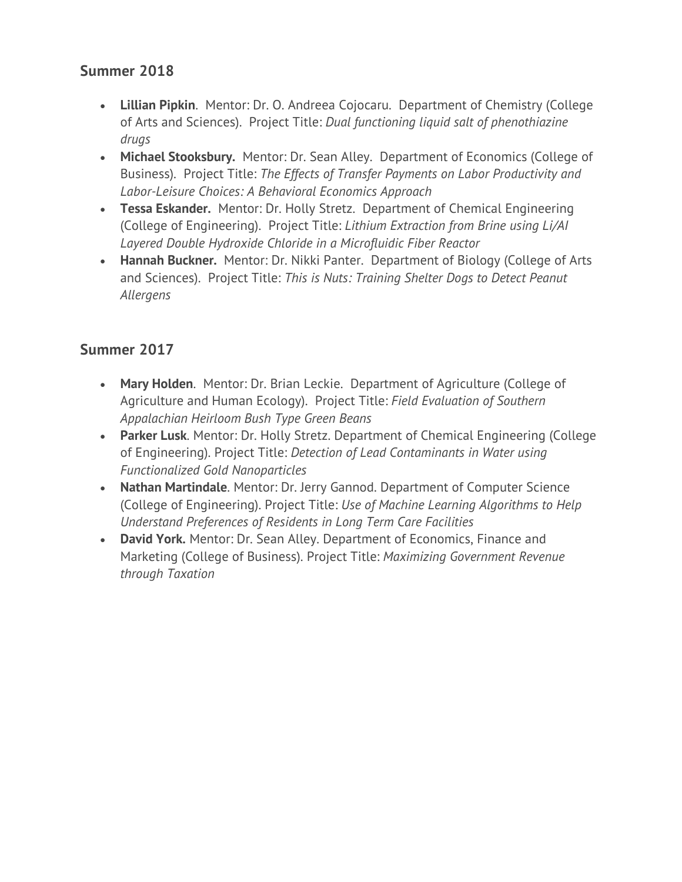## Summer 2018

- **Lillian Pipkin**. Mentor: Dr. O. Andreea Cojocaru. Department of Chemistry (College of Arts and Sciences). Project Title: *Dual functioning liquid salt of phenothiazine drugs*
- **Michael Stooksbury.** Mentor: Dr. Sean Alley. Department of Economics (College of Business). Project Title: *The Effects of Transfer Payments on Labor Productivity and Labor-Leisure Choices: A Behavioral Economics Approach*
- **Tessa Eskander.** Mentor: Dr. Holly Stretz. Department of Chemical Engineering (College of Engineering). Project Title: *Lithium Extraction from Brine using Li/Al Layered Double Hydroxide Chloride in a Microfluidic Fiber Reactor*
- **Hannah Buckner.** Mentor: Dr. Nikki Panter. Department of Biology (College of Arts and Sciences). Project Title: *This is Nuts: Training Shelter Dogs to Detect Peanut Allergens*

## Summer 2017

- **Mary Holden**. Mentor: Dr. Brian Leckie. Department of Agriculture (College of Agriculture and Human Ecology). Project Title: *Field Evaluation of Southern Appalachian Heirloom Bush Type Green Beans*
- **Parker Lusk**. Mentor: Dr. Holly Stretz. Department of Chemical Engineering (College of Engineering). Project Title: *Detection of Lead Contaminants in Water using Functionalized Gold Nanoparticles*
- **Nathan Martindale**. Mentor: Dr. Jerry Gannod. Department of Computer Science (College of Engineering). Project Title: *Use of Machine Learning Algorithms to Help Understand Preferences of Residents in Long Term Care Facilities*
- **David York.** Mentor: Dr. Sean Alley. Department of Economics, Finance and Marketing (College of Business). Project Title: *Maximizing Government Revenue through Taxation*